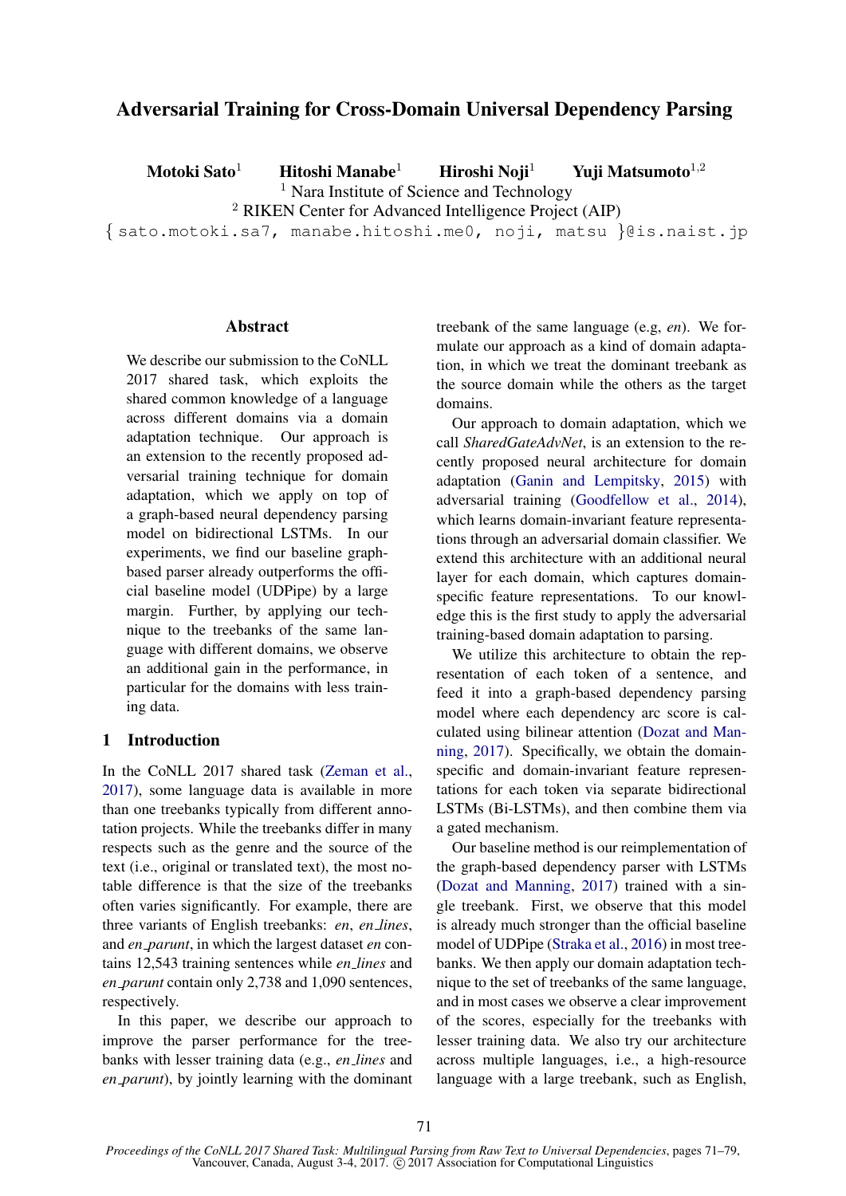# Adversarial Training for Cross-Domain Universal Dependency Parsing

**Motoki Sato**[1] **Hitoshi Manabe**[1] **Hiroshi Noji**[1] **Yuji Matsumoto**[1,2]

[1] Nara Institute of Science and Technology

[2] RIKEN Center for Advanced Intelligence Project (AIP)

{ sato.motoki.sa7, manabe.hitoshi.me0, noji, matsu }@is.naist.jp

## Abstract

We describe our submission to the CoNLL 2017 shared task, which exploits the shared common knowledge of a language across different domains via a domain adaptation technique. Our approach is an extension to the recently proposed adversarial training technique for domain adaptation, which we apply on top of a graph-based neural dependency parsing model on bidirectional LSTMs. In our experiments, we find our baseline graph-based parser already outperforms the official baseline model (UDPipe) by a large margin. Further, by applying our technique to the treebanks of the same language with different domains, we observe an additional gain in the performance, in particular for the domains with less training data.

## 1 Introduction

In the CoNLL 2017 shared task (Zeman et al., 2017), some language data is available in more than one treebanks typically from different annotation projects. While the treebanks differ in many respects such as the genre and the source of the text (i.e., original or translated text), the most notable difference is that the size of the treebanks often varies significantly. For example, there are three variants of English treebanks: *en*, *en_lines*, and *en_parunt*, in which the largest dataset *en* contains 12,543 training sentences while *en_lines* and *en_parunt* contain only 2,738 and 1,090 sentences, respectively.

In this paper, we describe our approach to improve the parser performance for the treebanks with lesser training data (e.g., *en_lines* and *en_parunt*), by jointly learning with the dominant treebank of the same language (e.g, *en*). We formulate our approach as a kind of domain adaptation, in which we treat the dominant treebank as the source domain while the others as the target domains.

Our approach to domain adaptation, which we call *SharedGateAdvNet*, is an extension to the recently proposed neural architecture for domain adaptation (Ganin and Lempitsky, 2015) with adversarial training (Goodfellow et al., 2014), which learns domain-invariant feature representations through an adversarial domain classifier. We extend this architecture with an additional neural layer for each domain, which captures domain-specific feature representations. To our knowledge this is the first study to apply the adversarial training-based domain adaptation to parsing.

We utilize this architecture to obtain the representation of each token of a sentence, and feed it into a graph-based dependency parsing model where each dependency arc score is calculated using bilinear attention (Dozat and Manning, 2017). Specifically, we obtain the domain-specific and domain-invariant feature representations for each token via separate bidirectional LSTMs (Bi-LSTMs), and then combine them via a gated mechanism.

Our baseline method is our reimplementation of the graph-based dependency parser with LSTMs (Dozat and Manning, 2017) trained with a single treebank. First, we observe that this model is already much stronger than the official baseline model of UDPipe (Straka et al., 2016) in most treebanks. We then apply our domain adaptation technique to the set of treebanks of the same language, and in most cases we observe a clear improvement of the scores, especially for the treebanks with lesser training data. We also try our architecture across multiple languages, i.e., a high-resource language with a large treebank, such as English,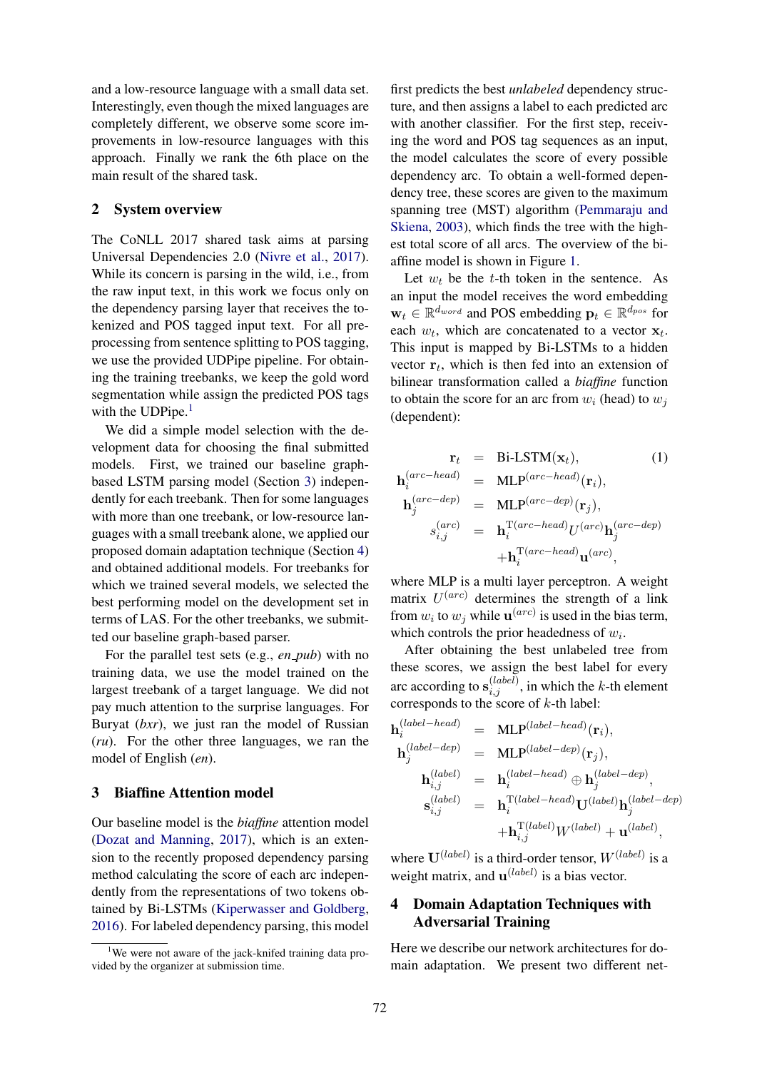and a low-resource language with a small data set. Interestingly, even though the mixed languages are completely different, we observe some score improvements in low-resource languages with this approach. Finally we rank the 6th place on the main result of the shared task.

## 2 System overview

The CoNLL 2017 shared task aims at parsing Universal Dependencies 2.0 (Nivre et al., 2017). While its concern is parsing in the wild, i.e., from the raw input text, in this work we focus only on the dependency parsing layer that receives the tokenized and POS tagged input text. For all preprocessing from sentence splitting to POS tagging, we use the provided UDPipe pipeline. For obtaining the training treebanks, we keep the gold word segmentation while assign the predicted POS tags with the UDPipe.[1]

We did a simple model selection with the development data for choosing the final submitted models. First, we trained our baseline graph-based LSTM parsing model (Section 3) independently for each treebank. Then for some languages with more than one treebank, or low-resource languages with a small treebank alone, we applied our proposed domain adaptation technique (Section 4) and obtained additional models. For treebanks for which we trained several models, we selected the best performing model on the development set in terms of LAS. For the other treebanks, we submitted our baseline graph-based parser.

For the parallel test sets (e.g., *en_pub*) with no training data, we use the model trained on the largest treebank of a target language. We did not pay much attention to the surprise languages. For Buryat (*bxr*), we just ran the model of Russian (*ru*). For the other three languages, we ran the model of English (*en*).

## 3 Biaffine Attention model

Our baseline model is the *biaffine* attention model (Dozat and Manning, 2017), which is an extension to the recently proposed dependency parsing method calculating the score of each arc independently from the representations of two tokens obtained by Bi-LSTMs (Kiperwasser and Goldberg, 2016). For labeled dependency parsing, this model first predicts the best *unlabeled* dependency structure, and then assigns a label to each predicted arc with another classifier. For the first step, receiving the word and POS tag sequences as an input, the model calculates the score of every possible dependency arc. To obtain a well-formed dependency tree, these scores are given to the maximum spanning tree (MST) algorithm (Pemmaraju and Skiena, 2003), which finds the tree with the highest total score of all arcs. The overview of the biaffine model is shown in Figure 1.

Let $w_t$ be the $t$-th token in the sentence. As an input the model receives the word embedding $\mathbf{w}_t \in \mathbb{R}^{d_{word}}$ and POS embedding $\mathbf{p}_t \in \mathbb{R}^{d_{pos}}$ for each $w_t$, which are concatenated to a vector $\mathbf{x}_t$. This input is mapped by Bi-LSTMs to a hidden vector $\mathbf{r}_t$, which is then fed into an extension of bilinear transformation called a *biaffine* function to obtain the score for an arc from $w_i$ (head) to $w_j$ (dependent):

$$\begin{aligned}
\mathbf{r}_t &= \text{Bi-LSTM}(\mathbf{x}_t), \qquad (1)\\
\mathbf{h}_i^{(arc-head)} &= \text{MLP}^{(arc-head)}(\mathbf{r}_i),\\
\mathbf{h}_j^{(arc-dep)} &= \text{MLP}^{(arc-dep)}(\mathbf{r}_j),\\
s_{i,j}^{(arc)} &= \mathbf{h}_i^{\mathrm{T}(arc-head)} U^{(arc)} \mathbf{h}_j^{(arc-dep)}\\
&\quad + \mathbf{h}_i^{\mathrm{T}(arc-head)} \mathbf{u}^{(arc)},
\end{aligned}$$

where MLP is a multi layer perceptron. A weight matrix $U^{(arc)}$ determines the strength of a link from $w_i$ to $w_j$ while $\mathbf{u}^{(arc)}$ is used in the bias term, which controls the prior headedness of $w_i$.

After obtaining the best unlabeled tree from these scores, we assign the best label for every arc according to $\mathbf{s}_{i,j}^{(label)}$, in which the $k$-th element corresponds to the score of $k$-th label:

$$\begin{aligned}
\mathbf{h}_i^{(label-head)} &= \text{MLP}^{(label-head)}(\mathbf{r}_i),\\
\mathbf{h}_j^{(label-dep)} &= \text{MLP}^{(label-dep)}(\mathbf{r}_j),\\
\mathbf{h}_{i,j}^{(label)} &= \mathbf{h}_i^{(label-head)} \oplus \mathbf{h}_j^{(label-dep)},\\
\mathbf{s}_{i,j}^{(label)} &= \mathbf{h}_i^{\mathrm{T}(label-head)} \mathbf{U}^{(label)} \mathbf{h}_j^{(label-dep)}\\
&\quad + \mathbf{h}_{i,j}^{\mathrm{T}(label)} W^{(label)} + \mathbf{u}^{(label)},
\end{aligned}$$

where $\mathbf{U}^{(label)}$ is a third-order tensor, $W^{(label)}$ is a weight matrix, and $\mathbf{u}^{(label)}$ is a bias vector.

## 4 Domain Adaptation Techniques with Adversarial Training

Here we describe our network architectures for domain adaptation. We present two different net-

[1] We were not aware of the jack-knifed training data provided by the organizer at submission time.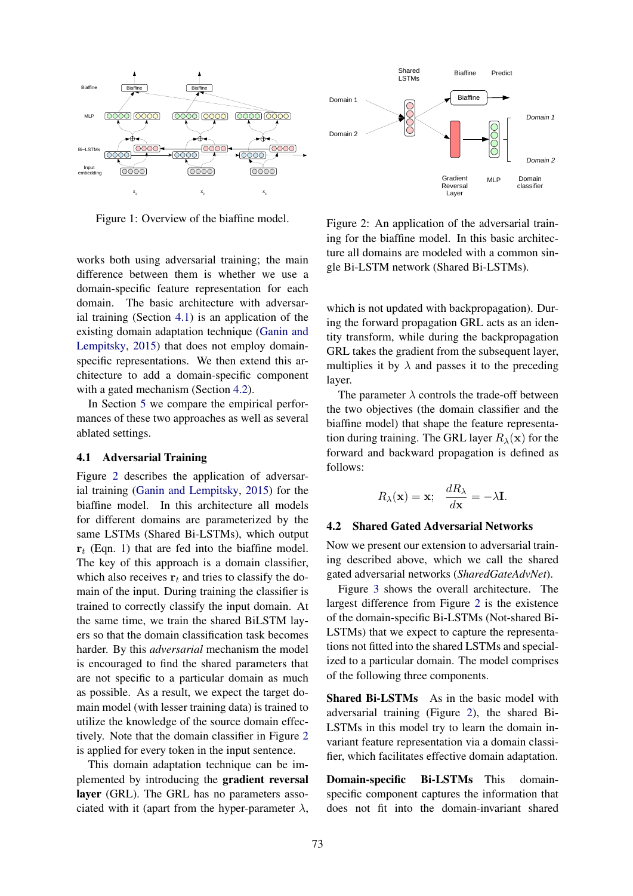Figure 1: Overview of the biaffine model.

Figure 2: An application of the adversarial training for the biaffine model. In this basic architecture all domains are modeled with a common single Bi-LSTM network (Shared Bi-LSTMs).

works both using adversarial training; the main difference between them is whether we use a domain-specific feature representation for each domain. The basic architecture with adversarial training (Section 4.1) is an application of the existing domain adaptation technique (Ganin and Lempitsky, 2015) that does not employ domain-specific representations. We then extend this architecture to add a domain-specific component with a gated mechanism (Section 4.2).

In Section 5 we compare the empirical performances of these two approaches as well as several ablated settings.

### 4.1 Adversarial Training

Figure 2 describes the application of adversarial training (Ganin and Lempitsky, 2015) for the biaffine model. In this architecture all models for different domains are parameterized by the same LSTMs (Shared Bi-LSTMs), which output $\mathbf{r}_t$ (Eqn. 1) that are fed into the biaffine model. The key of this approach is a domain classifier, which also receives $\mathbf{r}_t$ and tries to classify the domain of the input. During training the classifier is trained to correctly classify the input domain. At the same time, we train the shared BiLSTM layers so that the domain classification task becomes harder. By this *adversarial* mechanism the model is encouraged to find the shared parameters that are not specific to a particular domain as much as possible. As a result, we expect the target domain model (with lesser training data) is trained to utilize the knowledge of the source domain effectively. Note that the domain classifier in Figure 2 is applied for every token in the input sentence.

This domain adaptation technique can be implemented by introducing the **gradient reversal layer** (GRL). The GRL has no parameters associated with it (apart from the hyper-parameter $\lambda$, which is not updated with backpropagation). During the forward propagation GRL acts as an identity transform, while during the backpropagation GRL takes the gradient from the subsequent layer, multiplies it by $\lambda$ and passes it to the preceding layer.

The parameter $\lambda$ controls the trade-off between the two objectives (the domain classifier and the biaffine model) that shape the feature representation during training. The GRL layer $R_\lambda(\mathbf{x})$ for the forward and backward propagation is defined as follows:

$$R_\lambda(\mathbf{x}) = \mathbf{x}; \quad \frac{dR_\lambda}{d\mathbf{x}} = -\lambda \mathbf{I}.$$

### 4.2 Shared Gated Adversarial Networks

Now we present our extension to adversarial training described above, which we call the shared gated adversarial networks (*SharedGateAdvNet*).

Figure 3 shows the overall architecture. The largest difference from Figure 2 is the existence of the domain-specific Bi-LSTMs (Not-shared Bi-LSTMs) that we expect to capture the representations not fitted into the shared LSTMs and specialized to a particular domain. The model comprises of the following three components.

**Shared Bi-LSTMs** As in the basic model with adversarial training (Figure 2), the shared Bi-LSTMs in this model try to learn the domain invariant feature representation via a domain classifier, which facilitates effective domain adaptation.

**Domain-specific Bi-LSTMs** This domain-specific component captures the information that does not fit into the domain-invariant shared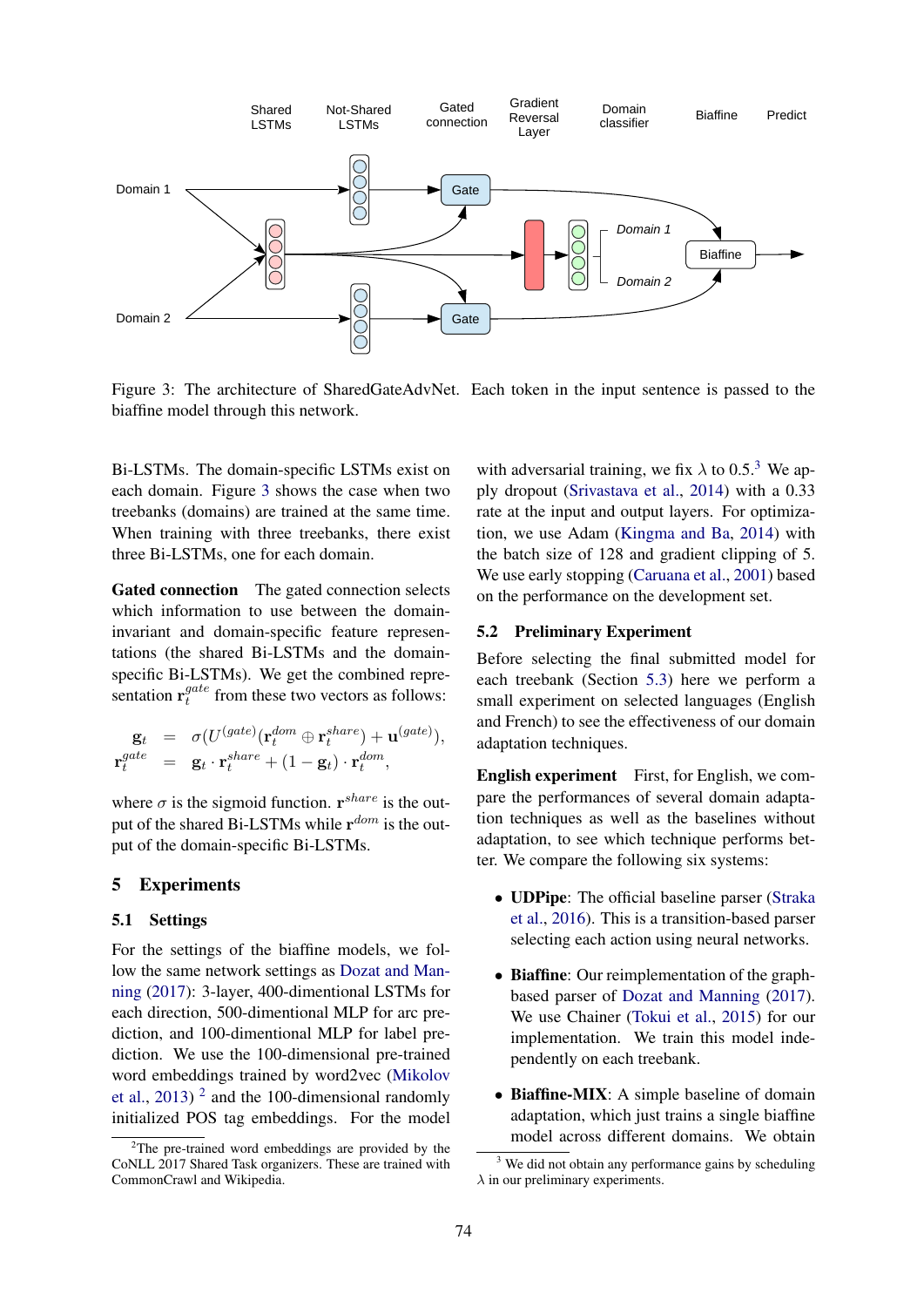Figure 3: The architecture of SharedGateAdvNet. Each token in the input sentence is passed to the biaffine model through this network.

Bi-LSTMs. The domain-specific LSTMs exist on each domain. Figure 3 shows the case when two treebanks (domains) are trained at the same time. When training with three treebanks, there exist three Bi-LSTMs, one for each domain.

**Gated connection** The gated connection selects which information to use between the domain-invariant and domain-specific feature representations (the shared Bi-LSTMs and the domain-specific Bi-LSTMs). We get the combined representation $\mathbf{r}_t^{gate}$ from these two vectors as follows:

$$\begin{aligned} \mathbf{g}_t &= \sigma(U^{(gate)}(\mathbf{r}_t^{dom} \oplus \mathbf{r}_t^{share}) + \mathbf{u}^{(gate)}), \\ \mathbf{r}_t^{gate} &= \mathbf{g}_t \cdot \mathbf{r}_t^{share} + (1 - \mathbf{g}_t) \cdot \mathbf{r}_t^{dom}, \end{aligned}$$

where $\sigma$ is the sigmoid function. $\mathbf{r}^{share}$ is the output of the shared Bi-LSTMs while $\mathbf{r}^{dom}$ is the output of the domain-specific Bi-LSTMs.

## 5 Experiments

### 5.1 Settings

For the settings of the biaffine models, we follow the same network settings as Dozat and Manning (2017): 3-layer, 400-dimentional LSTMs for each direction, 500-dimentional MLP for arc prediction, and 100-dimentional MLP for label prediction. We use the 100-dimentional pre-trained word embeddings trained by word2vec (Mikolov et al., 2013) [2] and the 100-dimensional randomly initialized POS tag embeddings. For the model with adversarial training, we fix $\lambda$ to 0.5.[3] We apply dropout (Srivastava et al., 2014) with a 0.33 rate at the input and output layers. For optimization, we use Adam (Kingma and Ba, 2014) with the batch size of 128 and gradient clipping of 5. We use early stopping (Caruana et al., 2001) based on the performance on the development set.

[2] The pre-trained word embeddings are provided by the CoNLL 2017 Shared Task organizers. These are trained with CommonCrawl and Wikipedia.

[3] We did not obtain any performance gains by scheduling $\lambda$ in our preliminary experiments.

### 5.2 Preliminary Experiment

Before selecting the final submitted model for each treebank (Section 5.3) here we perform a small experiment on selected languages (English and French) to see the effectiveness of our domain adaptation techniques.

**English experiment** First, for English, we compare the performances of several domain adaptation techniques as well as the baselines without adaptation, to see which technique performs better. We compare the following six systems:

- **UDPipe**: The official baseline parser (Straka et al., 2016). This is a transition-based parser selecting each action using neural networks.
- **Biaffine**: Our reimplementation of the graph-based parser of Dozat and Manning (2017). We use Chainer (Tokui et al., 2015) for our implementation. We train this model independently on each treebank.
- **Biaffine-MIX**: A simple baseline of domain adaptation, which just trains a single biaffine model across different domains. We obtain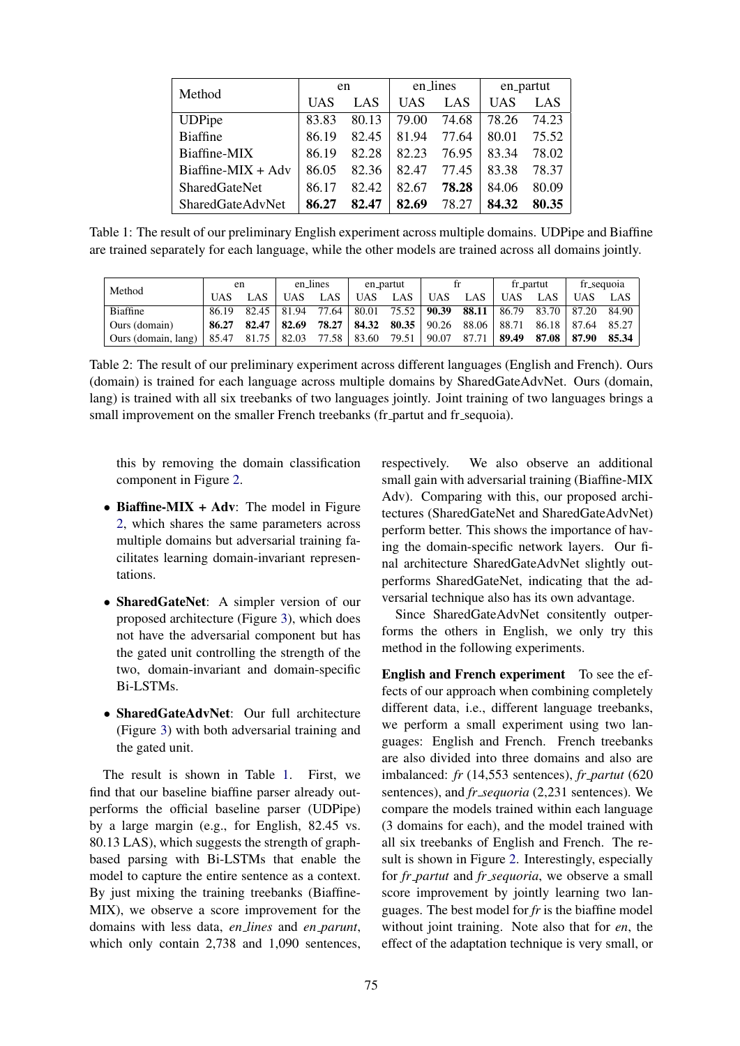| Method | en | | en_lines | | en_partut | |
|---|---|---|---|---|---|---|
| | UAS | LAS | UAS | LAS | UAS | LAS |
| UDPipe | 83.83 | 80.13 | 79.00 | 74.68 | 78.26 | 74.23 |
| Biaffine | 86.19 | 82.45 | 81.94 | 77.64 | 80.01 | 75.52 |
| Biaffine-MIX | 86.19 | 82.28 | 82.23 | 76.95 | 83.34 | 78.02 |
| Biaffine-MIX + Adv | 86.05 | 82.36 | 82.47 | 77.45 | 83.38 | 78.37 |
| SharedGateNet | 86.17 | 82.42 | 82.67 | **78.28** | 84.06 | 80.09 |
| SharedGateAdvNet | **86.27** | **82.47** | **82.69** | 78.27 | **84.32** | **80.35** |

Table 1: The result of our preliminary English experiment across multiple domains. UDPipe and Biaffine are trained separately for each language, while the other models are trained across all domains jointly.

| Method | en | | en_lines | | en_partut | | fr | | fr_partut | | fr_sequoia | |
|---|---|---|---|---|---|---|---|---|---|---|---|---|
| | UAS | LAS | UAS | LAS | UAS | LAS | UAS | LAS | UAS | LAS | UAS | LAS |
| Biaffine | 86.19 | 82.45 | 81.94 | 77.64 | 80.01 | 75.52 | **90.39** | **88.11** | 86.79 | 83.70 | 87.20 | 84.90 |
| Ours (domain) | **86.27** | **82.47** | **82.69** | **78.27** | **84.32** | **80.35** | 90.26 | 88.06 | 88.71 | 86.18 | 87.64 | 85.27 |
| Ours (domain, lang) | 85.47 | 81.75 | 82.03 | 77.58 | 83.60 | 79.51 | 90.07 | 87.71 | **89.49** | **87.08** | **87.90** | **85.34** |

Table 2: The result of our preliminary experiment across different languages (English and French). Ours (domain) is trained for each language across multiple domains by SharedGateAdvNet. Ours (domain, lang) is trained with all six treebanks of two languages jointly. Joint training of two languages brings a small improvement on the smaller French treebanks (fr_partut and fr_sequoia).

this by removing the domain classification component in Figure 2.

- **Biaffine-MIX + Adv**: The model in Figure 2, which shares the same parameters across multiple domains but adversarial training facilitates learning domain-invariant representations.
- **SharedGateNet**: A simpler version of our proposed architecture (Figure 3), which does not have the adversarial component but has the gated unit controlling the strength of the two, domain-invariant and domain-specific Bi-LSTMs.
- **SharedGateAdvNet**: Our full architecture (Figure 3) with both adversarial training and the gated unit.

The result is shown in Table 1. First, we find that our baseline biaffine parser already outperforms the official baseline parser (UDPipe) by a large margin (e.g., for English, 82.45 vs. 80.13 LAS), which suggests the strength of graph-based parsing with Bi-LSTMs that enable the model to capture the entire sentence as a context. By just mixing the training treebanks (Biaffine-MIX), we observe a score improvement for the domains with less data, *en_lines* and *en_parunt*, which only contain 2,738 and 1,090 sentences, respectively. We also observe an additional small gain with adversarial training (Biaffine-MIX Adv). Comparing with this, our proposed architectures (SharedGateNet and SharedGateAdvNet) perform better. This shows the importance of having the domain-specific network layers. Our final architecture SharedGateAdvNet slightly outperforms SharedGateNet, indicating that the adversarial technique also has its own advantage.

Since SharedGateAdvNet consitently outperforms the others in English, we only try this method in the following experiments.

**English and French experiment** To see the effects of our approach when combining completely different data, i.e., different language treebanks, we perform a small experiment using two languages: English and French. French treebanks are also divided into three domains and also are imbalanced: *fr* (14,553 sentences), *fr_partut* (620 sentences), and *fr_sequoria* (2,231 sentences). We compare the models trained within each language (3 domains for each), and the model trained with all six treebanks of English and French. The result is shown in Figure 2. Interestingly, especially for *fr_partut* and *fr_sequoia*, we observe a small score improvement by jointly learning two languages. The best model for *fr* is the biaffine model without joint training. Note also that for *en*, the effect of the adaptation technique is very small, or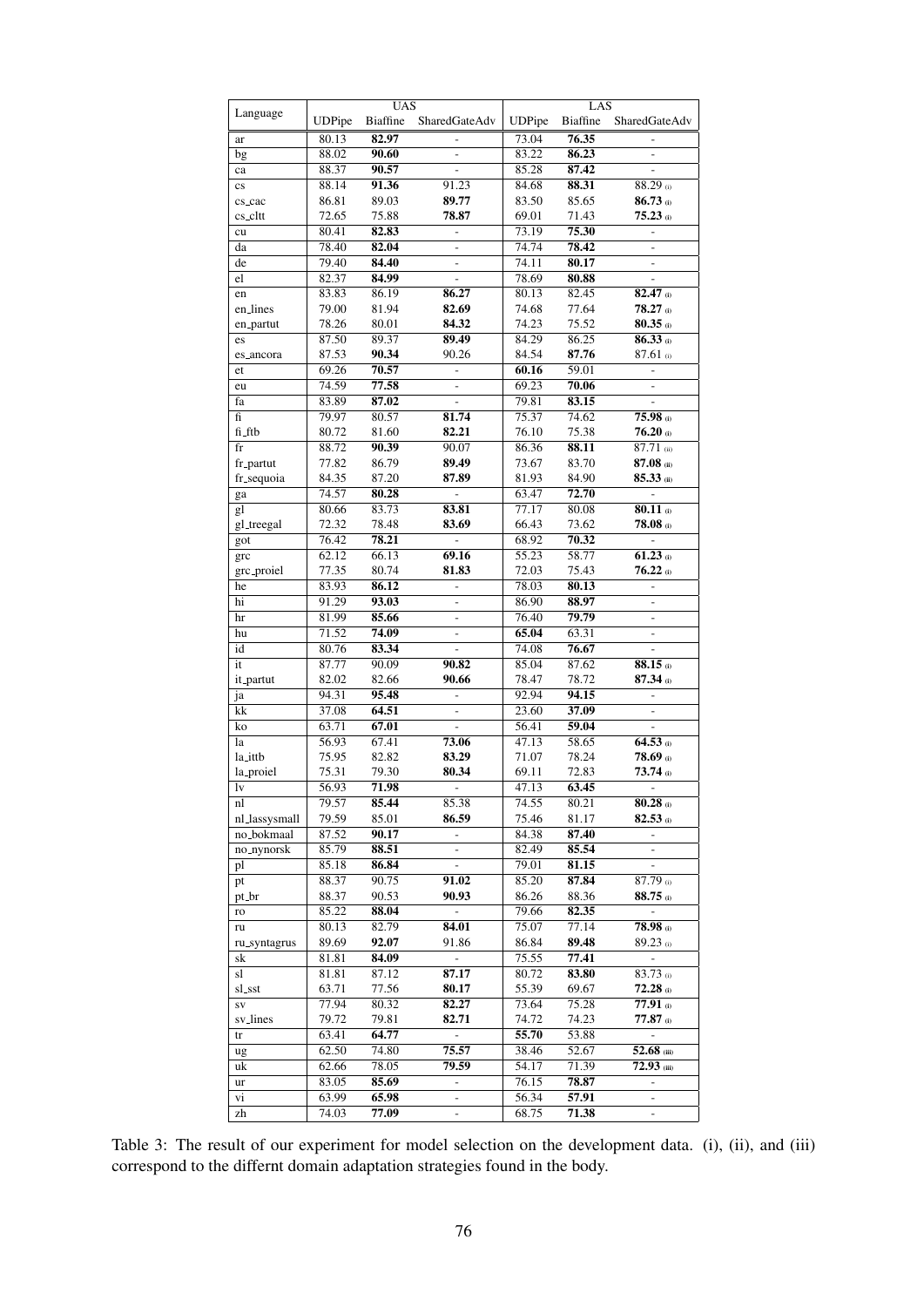| Language | UAS | | | LAS | | |
|---|---|---|---|---|---|---|
| | UDPipe | Biaffine | SharedGateAdv | UDPipe | Biaffine | SharedGateAdv |
| ar | 80.13 | **82.97** | - | 73.04 | **76.35** | - |
| bg | 88.02 | **90.60** | - | 83.22 | **86.23** | - |
| ca | 88.37 | **90.57** | - | 85.28 | **87.42** | - |
| cs | 88.14 | **91.36** | 91.23 | 84.68 | **88.31** | 88.29 (i) |
| cs_cac | 86.81 | 89.03 | **89.77** | 83.50 | 85.65 | **86.73** (i) |
| cs_cltt | 72.65 | 75.88 | **78.87** | 69.01 | 71.43 | **75.23** (i) |
| cu | 80.41 | **82.83** | - | 73.19 | **75.30** | - |
| da | 78.40 | **82.04** | - | 74.74 | **78.42** | - |
| de | 79.40 | **84.40** | - | 74.11 | **80.17** | - |
| el | 82.37 | **84.99** | - | 78.69 | **80.88** | - |
| en | 83.83 | 86.19 | **86.27** | 80.13 | 82.45 | **82.47** (i) |
| en_lines | 79.00 | 81.94 | **82.69** | 74.68 | 77.64 | **78.27** (i) |
| en_partut | 78.26 | 80.01 | **84.32** | 74.23 | 75.52 | **80.35** (i) |
| es | 87.50 | 89.37 | **89.49** | 84.29 | 86.25 | **86.33** (i) |
| es_ancora | 87.53 | **90.34** | 90.26 | 84.54 | **87.76** | 87.61 (i) |
| et | 69.26 | **70.57** | - | **60.16** | 59.01 | - |
| eu | 74.59 | **77.58** | - | 69.23 | **70.06** | - |
| fa | 83.89 | **87.02** | - | 79.81 | **83.15** | - |
| fi | 79.97 | 80.57 | **81.74** | 75.37 | 74.62 | **75.98** (i) |
| fi_ftb | 80.72 | 81.60 | **82.21** | 76.10 | 75.38 | **76.20** (i) |
| fr | 88.72 | **90.39** | 90.07 | 86.36 | **88.11** | 87.71 (ii) |
| fr_partut | 77.82 | 86.79 | **89.49** | 73.67 | 83.70 | **87.08** (ii) |
| fr_sequoia | 84.35 | 87.20 | **87.89** | 81.93 | 84.90 | **85.33** (ii) |
| ga | 74.57 | **80.28** | - | 63.47 | **72.70** | - |
| gl | 80.66 | 83.73 | **83.81** | 77.17 | 80.08 | **80.11** (i) |
| gl_treegal | 72.32 | 78.48 | **83.69** | 66.43 | 73.62 | **78.08** (i) |
| got | 76.42 | **78.21** | - | 68.92 | **70.32** | - |
| grc | 62.12 | 66.13 | **69.16** | 55.23 | 58.77 | **61.23** (i) |
| grc_proiel | 77.35 | 80.74 | **81.83** | 72.03 | 75.43 | **76.22** (i) |
| he | 83.93 | **86.12** | - | 78.03 | **80.13** | - |
| hi | 91.29 | **93.03** | - | 86.90 | **88.97** | - |
| hr | 81.99 | **85.66** | - | 76.40 | **79.79** | - |
| hu | 71.52 | **74.09** | - | **65.04** | 63.31 | - |
| id | 80.76 | **83.34** | - | 74.08 | **76.67** | - |
| it | 87.77 | 90.09 | **90.82** | 85.04 | 87.62 | **88.15** (i) |
| it_partut | 82.02 | 82.66 | **90.66** | 78.47 | 78.72 | **87.34** (i) |
| ja | 94.31 | **95.48** | - | 92.94 | **94.15** | - |
| kk | 37.08 | **64.51** | - | 23.60 | **37.09** | - |
| ko | 63.71 | **67.01** | - | 56.41 | **59.04** | - |
| la | 56.93 | 67.41 | **73.06** | 47.13 | 58.65 | **64.53** (i) |
| la_ittb | 75.95 | 82.82 | **83.29** | 71.07 | 78.24 | **78.69** (i) |
| la_proiel | 75.31 | 79.30 | **80.34** | 69.11 | 72.83 | **73.74** (i) |
| lv | 56.93 | **71.98** | - | 47.13 | **63.45** | - |
| nl | 79.57 | **85.44** | 85.38 | 74.55 | 80.21 | **80.28** (i) |
| nl_lassysmall | 79.59 | 85.01 | **86.59** | 75.46 | 81.17 | **82.53** (i) |
| no_bokmaal | 87.52 | **90.17** | - | 84.38 | **87.40** | - |
| no_nynorsk | 85.79 | **88.51** | - | 82.49 | **85.54** | - |
| pl | 85.18 | **86.84** | - | 79.01 | **81.15** | - |
| pt | 88.37 | 90.75 | **91.02** | 85.20 | **87.84** | 87.79 (i) |
| pt_br | 88.37 | 90.53 | **90.93** | 86.26 | 88.36 | **88.75** (i) |
| ro | 85.22 | **88.04** | - | 79.66 | **82.35** | - |
| ru | 80.13 | 82.79 | **84.01** | 75.07 | 77.14 | **78.98** (i) |
| ru_syntagrus | 89.69 | **92.07** | 91.86 | 86.84 | **89.48** | 89.23 (i) |
| sk | 81.81 | **84.09** | - | 75.55 | **77.41** | - |
| sl | 81.81 | 87.12 | **87.17** | 80.72 | **83.80** | 83.73 (i) |
| sl_sst | 63.71 | 77.56 | **80.17** | 55.39 | 69.67 | **72.28** (i) |
| sv | 77.94 | 80.32 | **82.27** | 73.64 | 75.28 | **77.91** (i) |
| sv_lines | 79.72 | 79.81 | **82.71** | 74.72 | 74.23 | **77.87** (i) |
| tr | 63.41 | **64.77** | - | **55.70** | 53.88 | - |
| ug | 62.50 | 74.80 | **75.57** | 38.46 | 52.67 | **52.68** (iii) |
| uk | 62.66 | 78.05 | **79.59** | 54.17 | 71.39 | **72.93** (iii) |
| ur | 83.05 | **85.69** | - | 76.15 | **78.87** | - |
| vi | 63.99 | **65.98** | - | 56.34 | **57.91** | - |
| zh | 74.03 | **77.09** | - | 68.75 | **71.38** | - |

Table 3: The result of our experiment for model selection on the development data. (i), (ii), and (iii) correspond to the differnt domain adaptation strategies found in the body.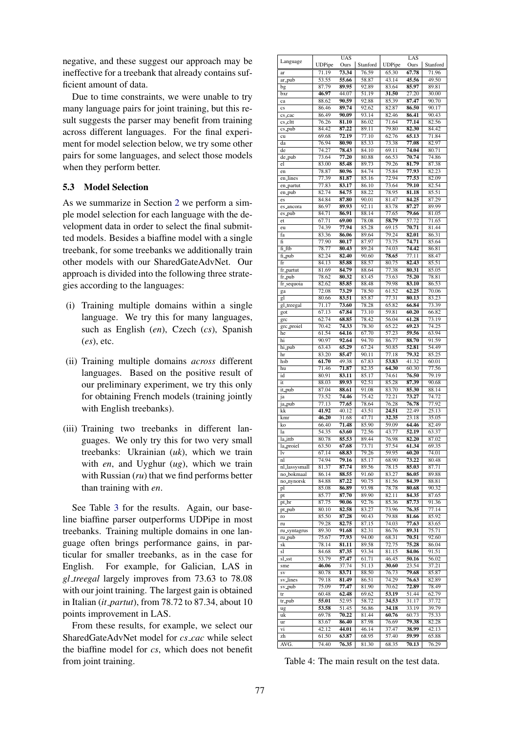negative, and these suggest our approach may be ineffective for a treebank that already contains sufficient amount of data.

Due to time constraints, we were unable to try many language pairs for joint training, but this result suggests the parser may benefit from training across different languages. For the final experiment for model selection below, we try some other pairs for some languages, and select those models when they perform better.

### 5.3 Model Selection

As we summarize in Section 2 we perform a simple model selection for each language with the development data in order to select the final submitted models. Besides a biaffine model with a single treebank, for some treebanks we additionally train other models with our SharedGateAdvNet. Our approach is divided into the following three strategies according to the languages:

(i) Training multiple domains within a single language. We try this for many languages, such as English (*en*), Czech (*cs*), Spanish (*es*), etc.

(ii) Training multiple domains *across* different languages. Based on the positive result of our preliminary experiment, we try this only for obtaining French models (training jointly with English treebanks).

(iii) Training two treebanks in different languages. We only try this for two very small treebanks: Ukrainian (*uk*), which we train with *en*, and Uyghur (*ug*), which we train with Russian (*ru*) that we find performs better than training with *en*.

See Table 3 for the results. Again, our baseline biaffine parser outperforms UDPipe in most treebanks. Training multiple domains in one language often brings performance gains, in particular for smaller treebanks, as in the case for English. For example, for Galician, LAS in *gl_treegal* largely improves from 73.63 to 78.08 with our joint training. The largest gain is obtained in Italian (*it_partut*), from 78.72 to 87.34, about 10 points improvement in LAS.

From these results, for example, we select our SharedGateAdvNet model for *cs_cac* while select the biaffine model for *cs*, which does not benefit from joint training.

| Language | UAS | | | LAS | | |
|---|---|---|---|---|---|---|
| | UDPipe | Ours | Stanford | UDPipe | Ours | Stanford |
| ar | 71.19 | **73.34** | 76.59 | 65.30 | **67.78** | 71.96 |
| ar_pub | 53.55 | **55.66** | 58.87 | 43.14 | **45.56** | 49.50 |
| bg | 87.79 | **89.95** | 92.89 | 83.64 | **85.97** | 89.81 |
| bxr | **46.97** | 44.07 | 51.19 | **31.50** | 27.20 | 30.00 |
| ca | 88.62 | **90.59** | 92.88 | 85.39 | **87.47** | 90.70 |
| cs | 86.46 | **89.74** | 92.62 | 82.87 | **86.50** | 90.17 |
| cs_cac | 86.49 | **90.09** | 93.14 | 82.46 | **86.41** | 90.43 |
| cs_cltt | 76.26 | **81.10** | 86.02 | 71.64 | **77.14** | 82.56 |
| cs_pub | 84.42 | **87.22** | 89.11 | 79.80 | **82.30** | 84.42 |
| cu | 69.68 | **72.19** | 77.10 | 62.76 | **65.13** | 71.84 |
| da | 76.94 | **80.90** | 85.33 | 73.38 | **77.08** | 82.97 |
| de | 74.27 | **78.43** | 84.10 | 69.11 | **74.04** | 80.71 |
| de_pub | 73.64 | **77.20** | 80.88 | 66.53 | **70.74** | 74.86 |
| el | 83.00 | **85.48** | 89.73 | 79.26 | **81.79** | 87.38 |
| en | 78.87 | **80.96** | 84.74 | 75.84 | **77.93** | 82.23 |
| en_lines | 77.39 | **81.87** | 85.16 | 72.94 | **77.53** | 82.09 |
| en_partut | 77.83 | **83.17** | 86.10 | 73.64 | **79.10** | 82.54 |
| en_pub | 82.74 | **84.75** | 88.22 | 78.95 | **81.18** | 85.51 |
| es | 84.84 | **87.80** | 90.01 | 81.47 | **84.25** | 87.29 |
| es_ancora | 86.97 | **89.93** | 92.11 | 83.78 | **87.27** | 89.99 |
| es_pub | 84.71 | **86.91** | 88.14 | 77.65 | **79.66** | 81.05 |
| et | 67.71 | **69.00** | 78.08 | **58.79** | 57.72 | 71.65 |
| eu | 74.39 | **77.94** | 85.28 | 69.15 | **70.71** | 81.44 |
| fa | 83.36 | **86.06** | 89.64 | 79.24 | **82.01** | 86.31 |
| fi | 77.90 | **80.17** | 87.97 | 73.75 | **74.71** | 85.64 |
| fi_ftb | 78.77 | **80.43** | 89.24 | 74.03 | **74.42** | 86.81 |
| fi_pub | 82.24 | **82.40** | 90.60 | **78.65** | 77.11 | 88.47 |
| fr | 84.13 | **85.88** | 88.57 | 80.75 | **82.43** | 85.51 |
| fr_partut | 81.69 | **84.79** | 88.64 | 77.38 | **80.31** | 85.05 |
| fr_pub | 78.62 | **80.32** | 83.45 | 73.63 | **75.20** | 78.81 |
| fr_sequoia | 82.62 | **85.85** | 88.48 | 79.98 | **83.10** | 86.53 |
| ga | 72.08 | **73.29** | 78.50 | 61.52 | **62.25** | 70.06 |
| gl | 80.66 | **83.51** | 85.87 | 77.31 | **80.13** | 83.23 |
| gl_treegal | 71.17 | **73.60** | 78.28 | 65.82 | **66.84** | 73.39 |
| got | 67.13 | **67.84** | 73.10 | 59.81 | **60.20** | 66.82 |
| grc | 62.74 | **68.85** | 78.42 | 56.04 | **61.28** | 73.19 |
| grc_proiel | 70.42 | **74.33** | 78.30 | 65.22 | **69.23** | 74.25 |
| he | 61.54 | **64.16** | 67.70 | 57.23 | **59.56** | 63.94 |
| hi | 90.97 | **92.64** | 94.70 | 86.77 | **88.70** | 91.59 |
| hi_pub | 63.43 | **65.29** | 67.24 | 50.85 | **52.81** | 54.49 |
| hr | 83.20 | **85.47** | 90.11 | 77.18 | **79.32** | 85.25 |
| hsb | **61.70** | 49.38 | 67.83 | **53.83** | 41.32 | 60.01 |
| hu | 71.46 | **71.87** | 82.35 | **64.30** | 60.30 | 77.56 |
| id | 80.91 | **83.11** | 85.17 | 74.61 | **76.50** | 79.19 |
| it | 88.03 | **89.93** | 92.51 | 85.28 | **87.39** | 90.68 |
| it_pub | 87.04 | **88.61** | 91.08 | 83.70 | **85.30** | 88.14 |
| ja | 73.52 | **74.46** | 75.42 | 72.21 | **73.27** | 74.72 |
| ja_pub | 77.13 | **77.65** | 78.64 | 76.28 | **76.78** | 77.92 |
| kk | **41.92** | 40.12 | 43.51 | **24.51** | 22.49 | 25.13 |
| kmr | **46.20** | 31.68 | 47.71 | **32.35** | 23.18 | 35.05 |
| ko | 66.40 | **71.48** | 85.90 | 59.09 | **64.46** | 82.49 |
| la | 54.35 | **63.60** | 72.56 | 43.77 | **52.19** | 63.37 |
| la_ittb | 80.78 | **85.53** | 89.44 | 76.98 | **82.20** | 87.02 |
| la_proiel | 63.50 | **67.68** | 73.71 | 57.54 | **61.34** | 69.35 |
| lv | 67.14 | **68.83** | 79.26 | 59.95 | **60.20** | 74.01 |
| nl | 74.94 | **79.16** | 85.17 | 68.90 | **73.22** | 80.48 |
| nl_lassysmall | 81.37 | **87.74** | 89.56 | 78.15 | **85.03** | 87.71 |
| no_bokmaal | 86.14 | **88.55** | 91.60 | 83.27 | **86.05** | 89.88 |
| no_nynorsk | 84.88 | **87.22** | 90.75 | 81.56 | **84.39** | 88.81 |
| pl | 85.08 | **86.89** | 93.98 | 78.78 | **80.68** | 90.32 |
| pt | 85.77 | **87.70** | 89.90 | 82.11 | **84.35** | 87.65 |
| pt_br | 87.75 | **90.06** | 92.76 | 85.36 | **87.73** | 91.36 |
| pt_pub | 80.10 | **82.58** | 83.27 | 73.96 | **76.35** | 77.14 |
| ro | 85.50 | **87.28** | 90.43 | 79.88 | **81.66** | 85.92 |
| ru | 79.28 | **82.75** | 87.15 | 74.03 | **77.63** | 83.65 |
| ru_syntagrus | 89.30 | **91.68** | 82.31 | 86.76 | **89.31** | 75.71 |
| ru_pub | 75.67 | **77.93** | 94.00 | 68.31 | **70.51** | 92.60 |
| sk | 78.14 | **81.11** | 89.58 | 72.75 | **75.28** | 86.04 |
| sl | 84.68 | **87.35** | 93.34 | 81.15 | **84.06** | 91.51 |
| sl_sst | 53.79 | **57.47** | 61.71 | 46.45 | **50.16** | 56.02 |
| sme | **46.06** | 37.74 | 51.13 | **30.60** | 23.54 | 37.21 |
| sv | 80.78 | **83.71** | 88.50 | 76.73 | **79.68** | 85.87 |
| sv_lines | 79.18 | **81.49** | 86.51 | 74.29 | **76.63** | 82.89 |
| sv_pub | 75.09 | **77.47** | 81.90 | 70.62 | **72.89** | 78.49 |
| tr | 60.48 | **62.48** | 69.62 | **53.19** | 51.44 | 62.79 |
| tr_pub | **55.01** | 52.95 | 58.72 | **34.53** | 31.17 | 37.72 |
| ug | **53.58** | 51.45 | 56.86 | **34.18** | 33.19 | 39.79 |
| uk | 69.78 | **70.22** | 81.44 | **60.76** | 60.73 | 75.33 |
| ur | 83.67 | **86.40** | 87.98 | 76.69 | **79.38** | 82.28 |
| vi | 42.12 | **44.01** | 46.14 | 37.47 | **38.99** | 42.13 |
| zh | 61.50 | **63.87** | 68.95 | 57.40 | **59.99** | 65.88 |
| AVG. | 74.40 | **76.35** | 81.30 | 68.35 | **70.13** | 76.29 |

Table 4: The main result on the test data.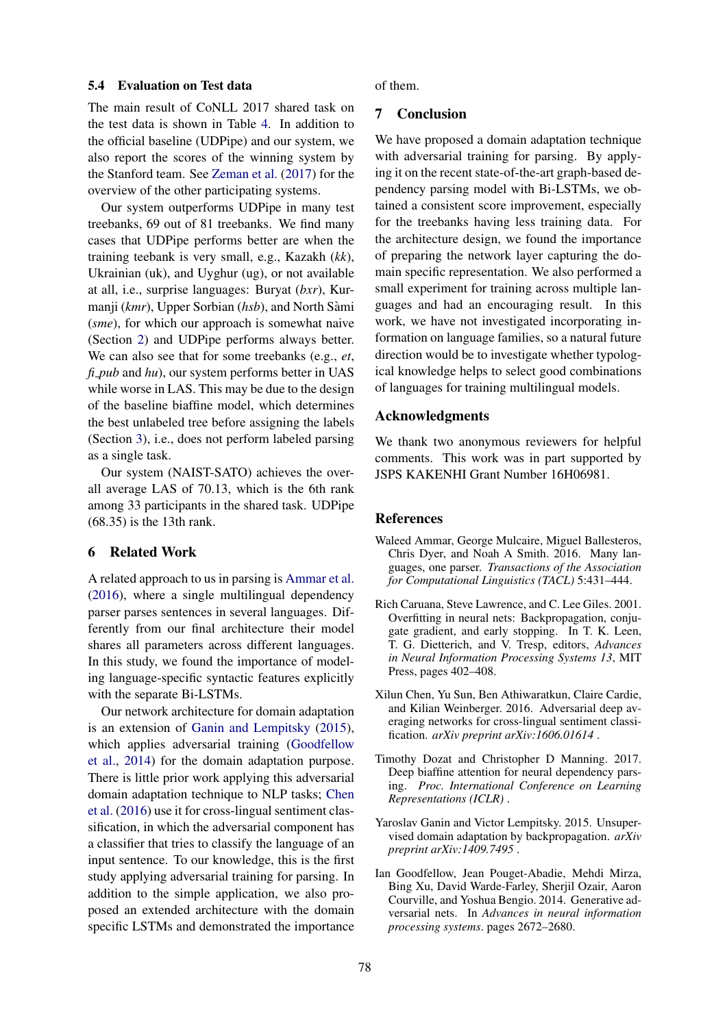### 5.4 Evaluation on Test data

The main result of CoNLL 2017 shared task on the test data is shown in Table 4. In addition to the official baseline (UDPipe) and our system, we also report the scores of the winning system by the Stanford team. See Zeman et al. (2017) for the overview of the other participating systems.

Our system outperforms UDPipe in many test treebanks, 69 out of 81 treebanks. We find many cases that UDPipe performs better are when the training teebank is very small, e.g., Kazakh (*kk*), Ukrainian (uk), and Uyghur (ug), or not available at all, i.e., surprise languages: Buryat (*bxr*), Kurmanji (*kmr*), Upper Sorbian (*hsb*), and North Sàmi (*sme*), for which our approach is somewhat naive (Section 2) and UDPipe performs always better. We can also see that for some treebanks (e.g., *et*, *fi_pub* and *hu*), our system performs better in UAS while worse in LAS. This may be due to the design of the baseline biaffine model, which determines the best unlabeled tree before assigning the labels (Section 3), i.e., does not perform labeled parsing as a single task.

Our system (NAIST-SATO) achieves the overall average LAS of 70.13, which is the 6th rank among 33 participants in the shared task. UDPipe (68.35) is the 13th rank.

## 6 Related Work

A related approach to us in parsing is Ammar et al. (2016), where a single multilingual dependency parser parses sentences in several languages. Differently from our final architecture their model shares all parameters across different languages. In this study, we found the importance of modeling language-specific syntactic features explicitly with the separate Bi-LSTMs.

Our network architecture for domain adaptation is an extension of Ganin and Lempitsky (2015), which applies adversarial training (Goodfellow et al., 2014) for the domain adaptation purpose. There is little prior work applying this adversarial domain adaptation technique to NLP tasks; Chen et al. (2016) use it for cross-lingual sentiment classification, in which the adversarial component has a classifier that tries to classify the language of an input sentence. To our knowledge, this is the first study applying adversarial training for parsing. In addition to the simple application, we also proposed an extended architecture with the domain specific LSTMs and demonstrated the importance of them.

## 7 Conclusion

We have proposed a domain adaptation technique with adversarial training for parsing. By applying it on the recent state-of-the-art graph-based dependency parsing model with Bi-LSTMs, we obtained a consistent score improvement, especially for the treebanks having less training data. For the architecture design, we found the importance of preparing the network layer capturing the domain specific representation. We also performed a small experiment for training across multiple languages and had an encouraging result. In this work, we have not investigated incorporating information on language families, so a natural future direction would be to investigate whether typological knowledge helps to select good combinations of languages for training multilingual models.

## Acknowledgments

We thank two anonymous reviewers for helpful comments. This work was in part supported by JSPS KAKENHI Grant Number 16H06981.

## References

Waleed Ammar, George Mulcaire, Miguel Ballesteros, Chris Dyer, and Noah A Smith. 2016. Many languages, one parser. *Transactions of the Association for Computational Linguistics (TACL)* 5:431–444.

Rich Caruana, Steve Lawrence, and C. Lee Giles. 2001. Overfitting in neural nets: Backpropagation, conjugate gradient, and early stopping. In T. K. Leen, T. G. Dietterich, and V. Tresp, editors, *Advances in Neural Information Processing Systems 13*, MIT Press, pages 402–408.

Xilun Chen, Yu Sun, Ben Athiwaratkun, Claire Cardie, and Kilian Weinberger. 2016. Adversarial deep averaging networks for cross-lingual sentiment classification. *arXiv preprint arXiv:1606.01614* .

Timothy Dozat and Christopher D Manning. 2017. Deep biaffine attention for neural dependency parsing. *Proc. International Conference on Learning Representations (ICLR)* .

Yaroslav Ganin and Victor Lempitsky. 2015. Unsupervised domain adaptation by backpropagation. *arXiv preprint arXiv:1409.7495* .

Ian Goodfellow, Jean Pouget-Abadie, Mehdi Mirza, Bing Xu, David Warde-Farley, Sherjil Ozair, Aaron Courville, and Yoshua Bengio. 2014. Generative adversarial nets. In *Advances in neural information processing systems*. pages 2672–2680.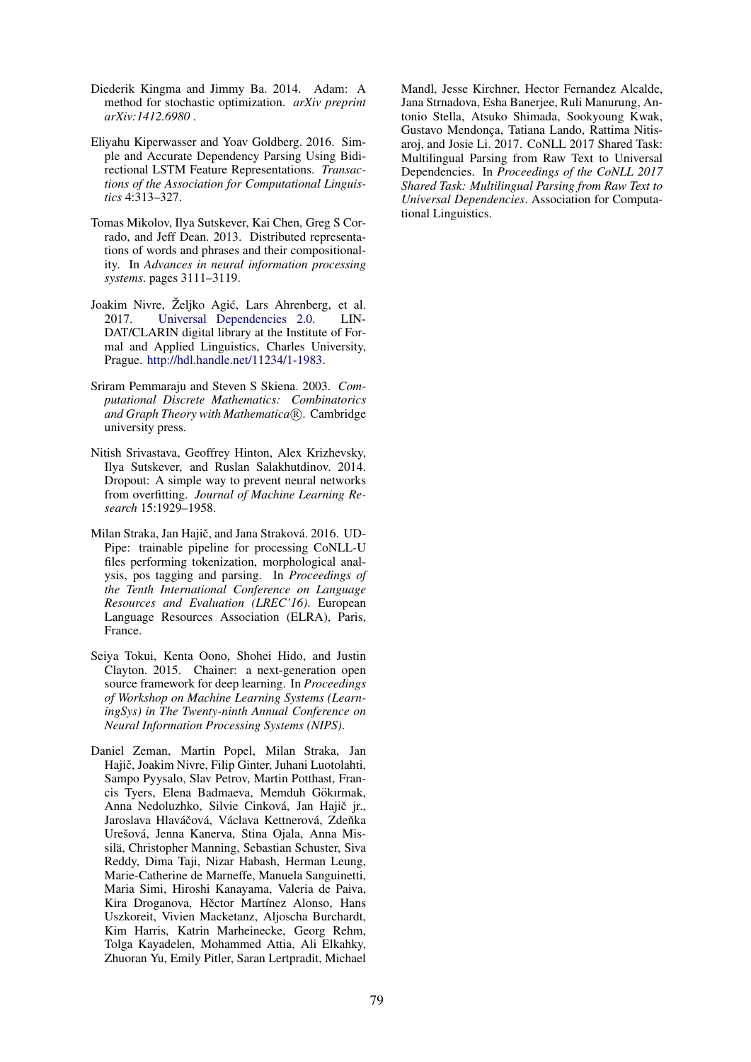Diederik Kingma and Jimmy Ba. 2014. Adam: A method for stochastic optimization. *arXiv preprint arXiv:1412.6980* .

Eliyahu Kiperwasser and Yoav Goldberg. 2016. Simple and Accurate Dependency Parsing Using Bidirectional LSTM Feature Representations. *Transactions of the Association for Computational Linguistics* 4:313–327.

Tomas Mikolov, Ilya Sutskever, Kai Chen, Greg S Corrado, and Jeff Dean. 2013. Distributed representations of words and phrases and their compositionality. In *Advances in neural information processing systems*. pages 3111–3119.

Joakim Nivre, Željko Agić, Lars Ahrenberg, et al. 2017. Universal Dependencies 2.0. LINDAT/CLARIN digital library at the Institute of Formal and Applied Linguistics, Charles University, Prague. http://hdl.handle.net/11234/1-1983.

Sriram Pemmaraju and Steven S Skiena. 2003. *Computational Discrete Mathematics: Combinatorics and Graph Theory with Mathematica®*. Cambridge university press.

Nitish Srivastava, Geoffrey Hinton, Alex Krizhevsky, Ilya Sutskever, and Ruslan Salakhutdinov. 2014. Dropout: A simple way to prevent neural networks from overfitting. *Journal of Machine Learning Research* 15:1929–1958.

Milan Straka, Jan Hajič, and Jana Straková. 2016. UDPipe: trainable pipeline for processing CoNLL-U files performing tokenization, morphological analysis, pos tagging and parsing. In *Proceedings of the Tenth International Conference on Language Resources and Evaluation (LREC'16)*. European Language Resources Association (ELRA), Paris, France.

Seiya Tokui, Kenta Oono, Shohei Hido, and Justin Clayton. 2015. Chainer: a next-generation open source framework for deep learning. In *Proceedings of Workshop on Machine Learning Systems (LearningSys) in The Twenty-ninth Annual Conference on Neural Information Processing Systems (NIPS)*.

Daniel Zeman, Martin Popel, Milan Straka, Jan Hajič, Joakim Nivre, Filip Ginter, Juhani Luotolahti, Sampo Pyysalo, Slav Petrov, Martin Potthast, Francis Tyers, Elena Badmaeva, Memduh Gökırmak, Anna Nedoluzhko, Silvie Cinková, Jan Hajič jr., Jaroslava Hlaváčová, Václava Kettnerová, Zdeňka Urešová, Jenna Kanerva, Stina Ojala, Anna Missilä, Christopher Manning, Sebastian Schuster, Siva Reddy, Dima Taji, Nizar Habash, Herman Leung, Marie-Catherine de Marneffe, Manuela Sanguinetti, Maria Simi, Hiroshi Kanayama, Valeria de Paiva, Kira Droganova, Hěctor Martínez Alonso, Hans Uszkoreit, Vivien Macketanz, Aljoscha Burchardt, Kim Harris, Katrin Marheinecke, Georg Rehm, Tolga Kayadelen, Mohammed Attia, Ali Elkahky, Zhuoran Yu, Emily Pitler, Saran Lertpradit, Michael Mandl, Jesse Kirchner, Hector Fernandez Alcalde, Jana Strnadova, Esha Banerjee, Ruli Manurung, Antonio Stella, Atsuko Shimada, Sookyoung Kwak, Gustavo Mendonça, Tatiana Lando, Rattima Nitisaroj, and Josie Li. 2017. CoNLL 2017 Shared Task: Multilingual Parsing from Raw Text to Universal Dependencies. In *Proceedings of the CoNLL 2017 Shared Task: Multilingual Parsing from Raw Text to Universal Dependencies*. Association for Computational Linguistics.